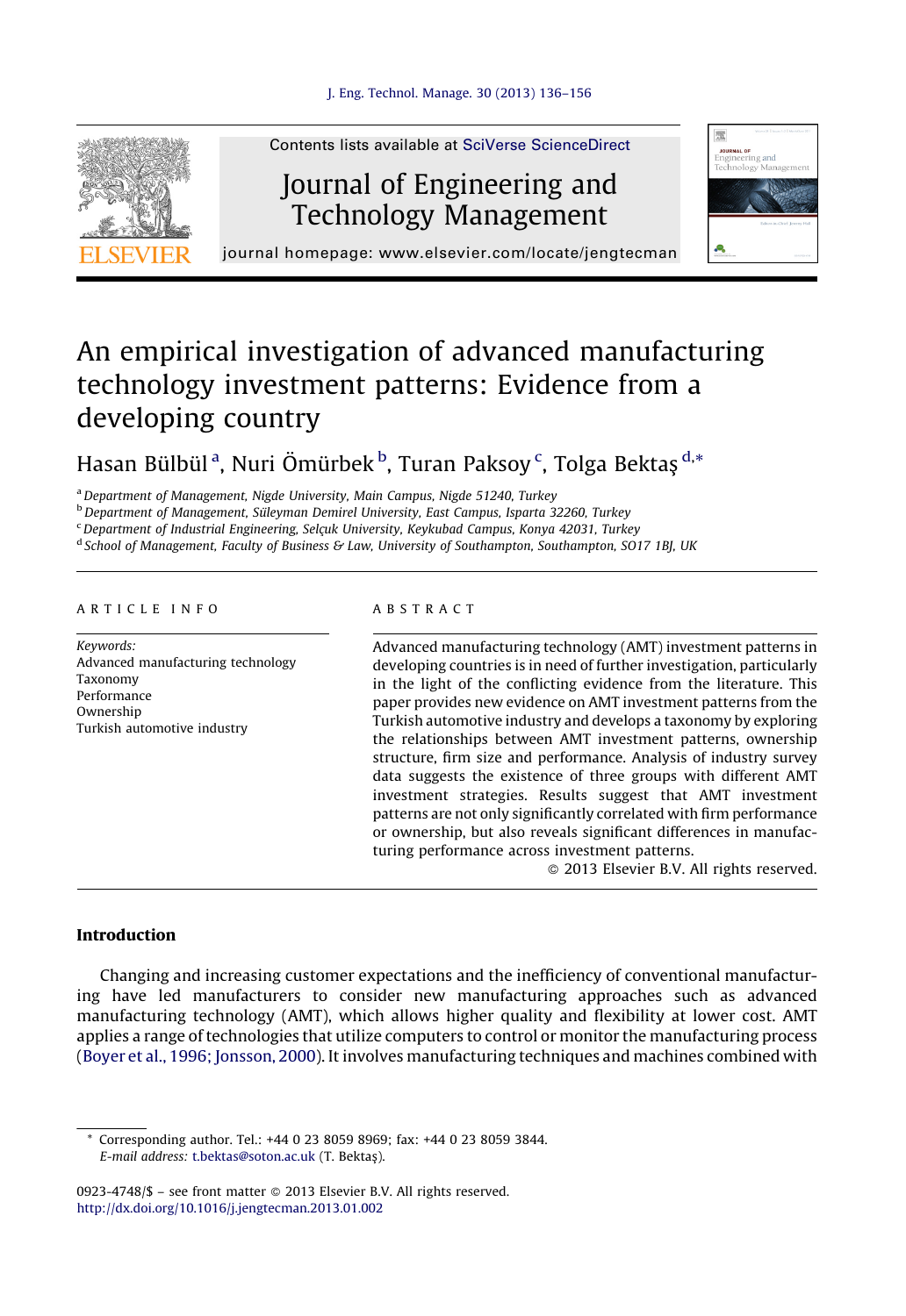# An empirical investigation of advanced manufacturing technology investment patterns: Evidence from a developing country

Hasan Bülbül [a], Nuri Ömürbek [b], Turan Paksoy [c], Tolga Bektaş [d,*]

[a] Department of Management, Nigde University, Main Campus, Nigde 51240, Turkey
[b] Department of Management, Süleyman Demirel University, East Campus, Isparta 32260, Turkey
[c] Department of Industrial Engineering, Selçuk University, Keykubad Campus, Konya 42031, Turkey
[d] School of Management, Faculty of Business & Law, University of Southampton, Southampton, SO17 1BJ, UK

## ARTICLE INFO

*Keywords:*
Advanced manufacturing technology
Taxonomy
Performance
Ownership
Turkish automotive industry

## ABSTRACT

Advanced manufacturing technology (AMT) investment patterns in developing countries is in need of further investigation, particularly in the light of the conflicting evidence from the literature. This paper provides new evidence on AMT investment patterns from the Turkish automotive industry and develops a taxonomy by exploring the relationships between AMT investment patterns, ownership structure, firm size and performance. Analysis of industry survey data suggests the existence of three groups with different AMT investment strategies. Results suggest that AMT investment patterns are not only significantly correlated with firm performance or ownership, but also reveals significant differences in manufacturing performance across investment patterns.

© 2013 Elsevier B.V. All rights reserved.

## Introduction

Changing and increasing customer expectations and the inefficiency of conventional manufacturing have led manufacturers to consider new manufacturing approaches such as advanced manufacturing technology (AMT), which allows higher quality and flexibility at lower cost. AMT applies a range of technologies that utilize computers to control or monitor the manufacturing process (Boyer et al., 1996; Jonsson, 2000). It involves manufacturing techniques and machines combined with

---

* Corresponding author. Tel.: +44 0 23 8059 8969; fax: +44 0 23 8059 3844.
*E-mail address:* t.bektas@soton.ac.uk (T. Bektaş).

0923-4748/$ – see front matter © 2013 Elsevier B.V. All rights reserved.
http://dx.doi.org/10.1016/j.jengtecman.2013.01.002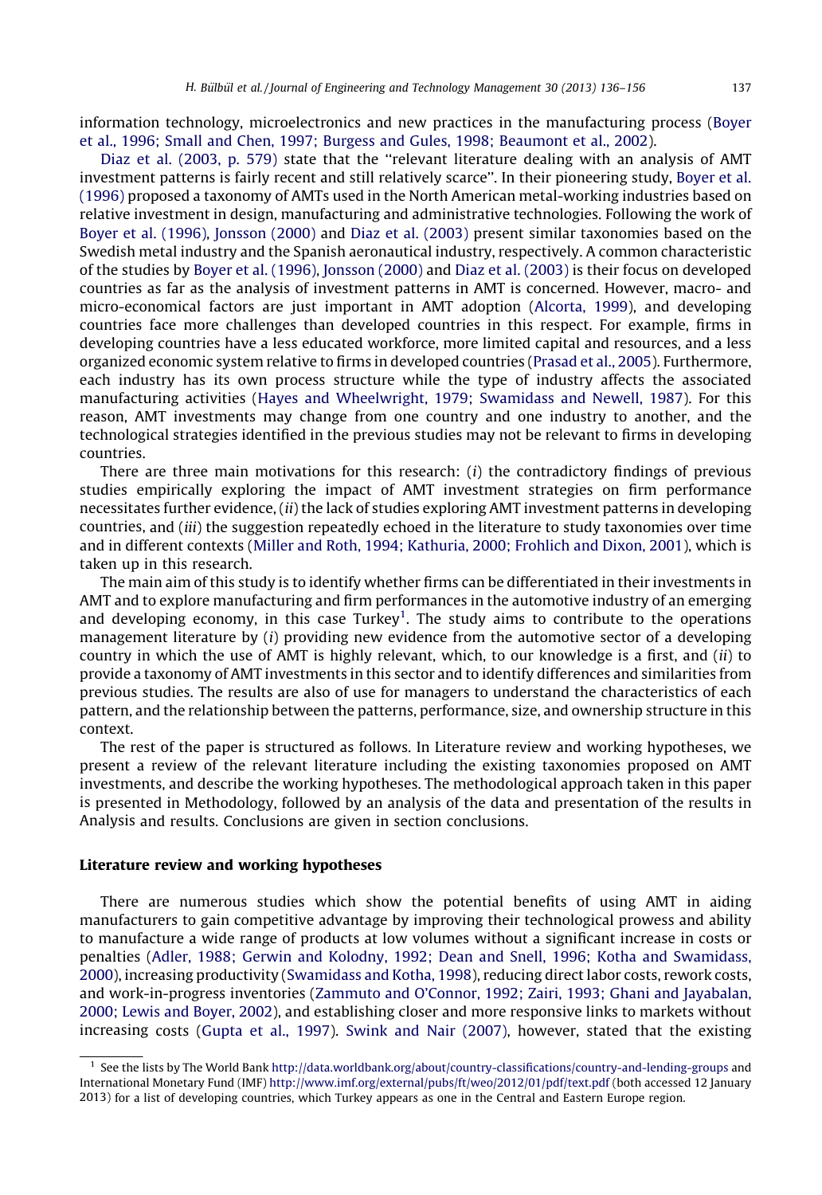information technology, microelectronics and new practices in the manufacturing process (Boyer et al., 1996; Small and Chen, 1997; Burgess and Gules, 1998; Beaumont et al., 2002).

Diaz et al. (2003, p. 579) state that the ''relevant literature dealing with an analysis of AMT investment patterns is fairly recent and still relatively scarce''. In their pioneering study, Boyer et al. (1996) proposed a taxonomy of AMTs used in the North American metal-working industries based on relative investment in design, manufacturing and administrative technologies. Following the work of Boyer et al. (1996), Jonsson (2000) and Diaz et al. (2003) present similar taxonomies based on the Swedish metal industry and the Spanish aeronautical industry, respectively. A common characteristic of the studies by Boyer et al. (1996), Jonsson (2000) and Diaz et al. (2003) is their focus on developed countries as far as the analysis of investment patterns in AMT is concerned. However, macro- and micro-economical factors are just important in AMT adoption (Alcorta, 1999), and developing countries face more challenges than developed countries in this respect. For example, firms in developing countries have a less educated workforce, more limited capital and resources, and a less organized economic system relative to firms in developed countries (Prasad et al., 2005). Furthermore, each industry has its own process structure while the type of industry affects the associated manufacturing activities (Hayes and Wheelwright, 1979; Swamidass and Newell, 1987). For this reason, AMT investments may change from one country and one industry to another, and the technological strategies identified in the previous studies may not be relevant to firms in developing countries.

There are three main motivations for this research: (*i*) the contradictory findings of previous studies empirically exploring the impact of AMT investment strategies on firm performance necessitates further evidence, (*ii*) the lack of studies exploring AMT investment patterns in developing countries, and (*iii*) the suggestion repeatedly echoed in the literature to study taxonomies over time and in different contexts (Miller and Roth, 1994; Kathuria, 2000; Frohlich and Dixon, 2001), which is taken up in this research.

The main aim of this study is to identify whether firms can be differentiated in their investments in AMT and to explore manufacturing and firm performances in the automotive industry of an emerging and developing economy, in this case Turkey[1]. The study aims to contribute to the operations management literature by (*i*) providing new evidence from the automotive sector of a developing country in which the use of AMT is highly relevant, which, to our knowledge is a first, and (*ii*) to provide a taxonomy of AMT investments in this sector and to identify differences and similarities from previous studies. The results are also of use for managers to understand the characteristics of each pattern, and the relationship between the patterns, performance, size, and ownership structure in this context.

The rest of the paper is structured as follows. In Literature review and working hypotheses, we present a review of the relevant literature including the existing taxonomies proposed on AMT investments, and describe the working hypotheses. The methodological approach taken in this paper is presented in Methodology, followed by an analysis of the data and presentation of the results in Analysis and results. Conclusions are given in section conclusions.

## Literature review and working hypotheses

There are numerous studies which show the potential benefits of using AMT in aiding manufacturers to gain competitive advantage by improving their technological prowess and ability to manufacture a wide range of products at low volumes without a significant increase in costs or penalties (Adler, 1988; Gerwin and Kolodny, 1992; Dean and Snell, 1996; Kotha and Swamidass, 2000), increasing productivity (Swamidass and Kotha, 1998), reducing direct labor costs, rework costs, and work-in-progress inventories (Zammuto and O'Connor, 1992; Zairi, 1993; Ghani and Jayabalan, 2000; Lewis and Boyer, 2002), and establishing closer and more responsive links to markets without increasing costs (Gupta et al., 1997). Swink and Nair (2007), however, stated that the existing

[1] See the lists by The World Bank http://data.worldbank.org/about/country-classifications/country-and-lending-groups and International Monetary Fund (IMF) http://www.imf.org/external/pubs/ft/weo/2012/01/pdf/text.pdf (both accessed 12 January 2013) for a list of developing countries, which Turkey appears as one in the Central and Eastern Europe region.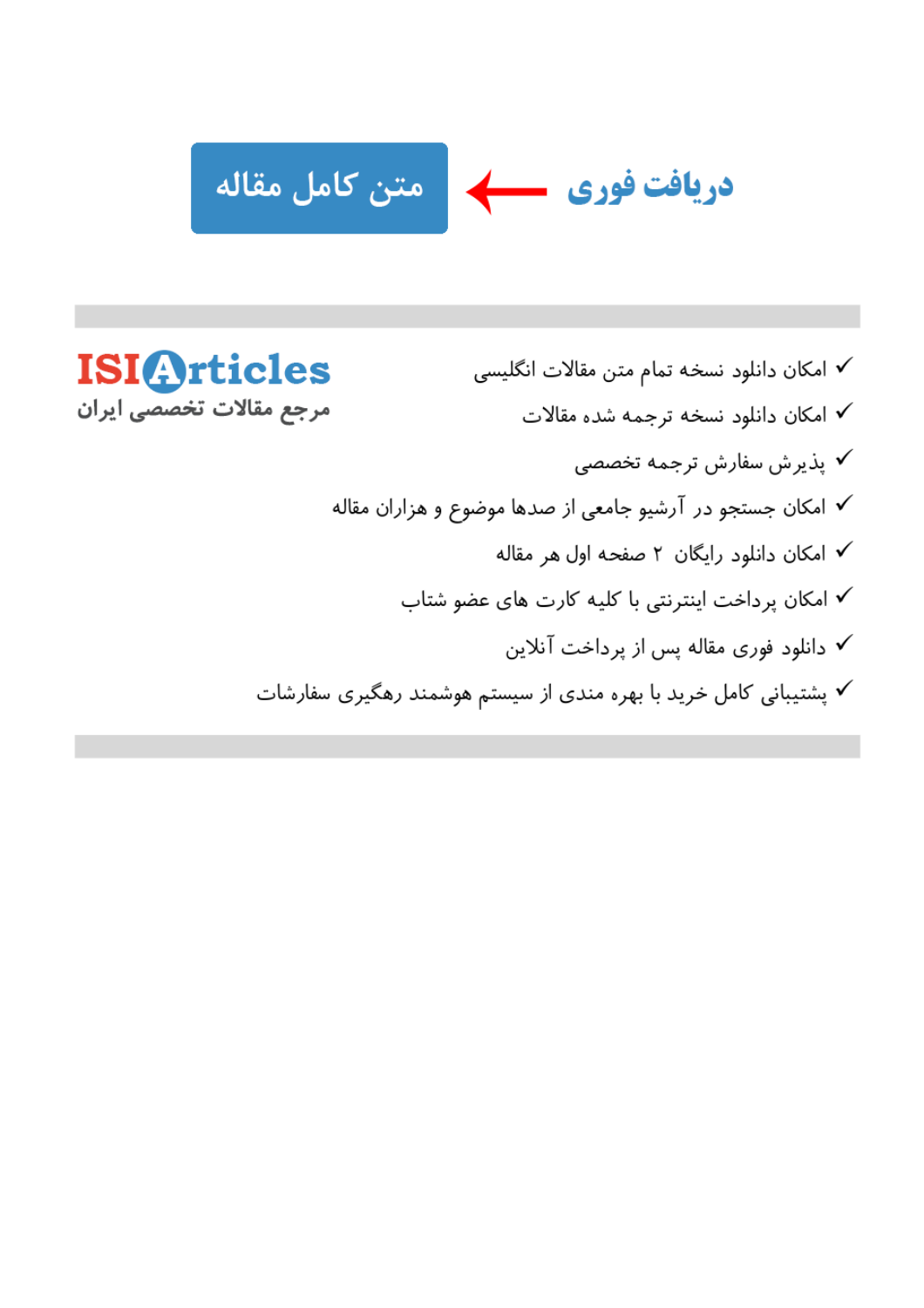دریافت فوری ← **متن کامل مقاله**

**ISIArticles**
مرجع مقالات تخصصی ایران

- ✓ امکان دانلود نسخه تمام متن مقالات انگلیسی
- ✓ امکان دانلود نسخه ترجمه شده مقالات
- ✓ پذیرش سفارش ترجمه تخصصی
- ✓ امکان جستجو در آرشیو جامعی از صدها موضوع و هزاران مقاله
- ✓ امکان دانلود رایگان ۲ صفحه اول هر مقاله
- ✓ امکان پرداخت اینترنتی با کلیه کارت های عضو شتاب
- ✓ دانلود فوری مقاله پس از پرداخت آنلاین
- ✓ پشتیبانی کامل خرید با بهره مندی از سیستم هوشمند رهگیری سفارشات